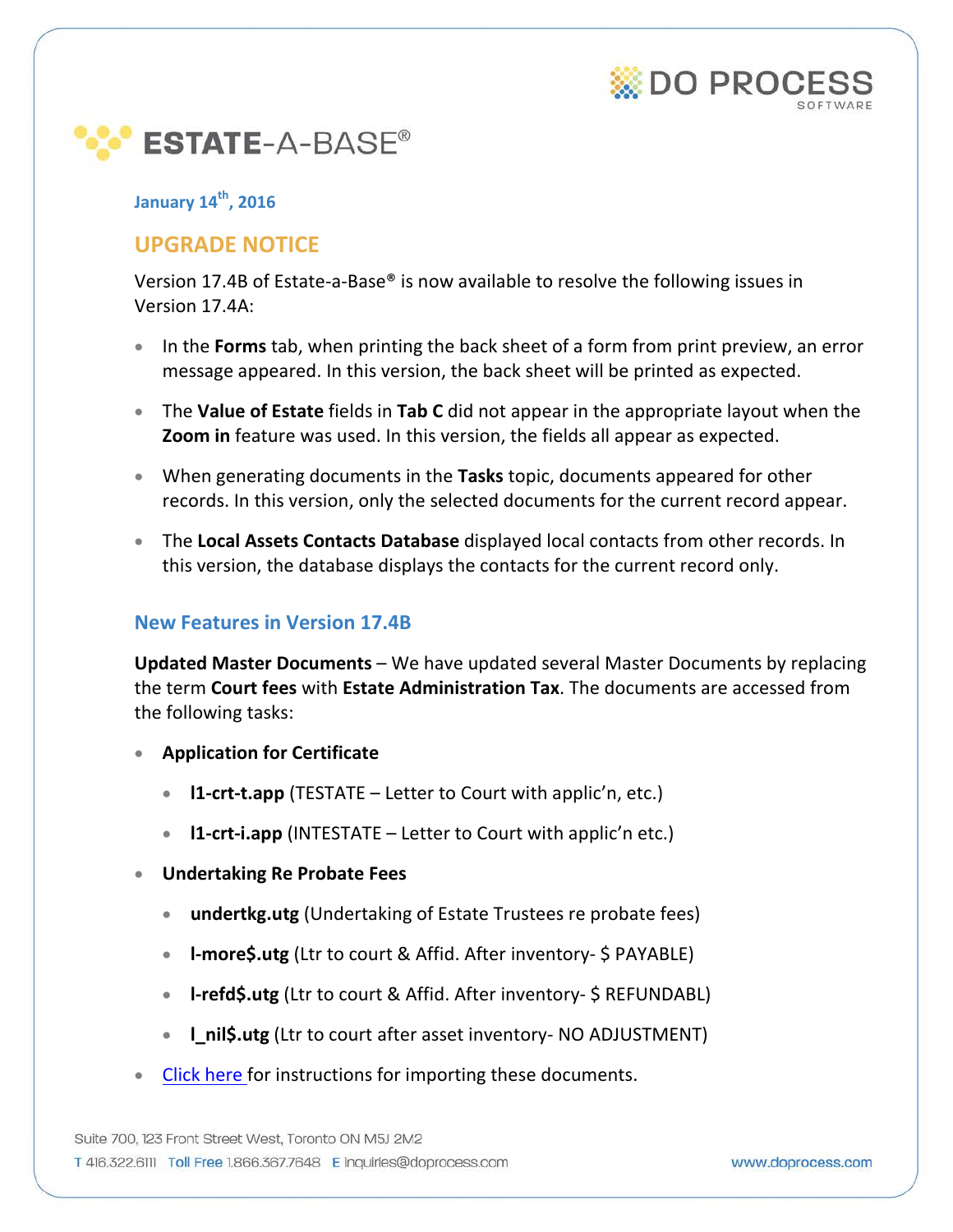DO PROCESS SOFTWARE

# ESTATE-A-BASE®

**January 14th, 2016**

## UPGRADE NOTICE

Version 17.4B of Estate-a-Base® is now available to resolve the following issues in Version 17.4A:

- In the **Forms** tab, when printing the back sheet of a form from print preview, an error message appeared. In this version, the back sheet will be printed as expected.
- The **Value of Estate** fields in **Tab C** did not appear in the appropriate layout when the **Zoom in** feature was used. In this version, the fields all appear as expected.
- When generating documents in the **Tasks** topic, documents appeared for other records. In this version, only the selected documents for the current record appear.
- The **Local Assets Contacts Database** displayed local contacts from other records. In this version, the database displays the contacts for the current record only.

### New Features in Version 17.4B

**Updated Master Documents** – We have updated several Master Documents by replacing the term **Court fees** with **Estate Administration Tax**. The documents are accessed from the following tasks:

- **Application for Certificate**
  - **l1-crt-t.app** (TESTATE – Letter to Court with applic'n, etc.)
  - **l1-crt-i.app** (INTESTATE – Letter to Court with applic'n etc.)
- **Undertaking Re Probate Fees**
  - **undertkg.utg** (Undertaking of Estate Trustees re probate fees)
  - **l-more$.utg** (Ltr to court & Affid. After inventory- $ PAYABLE)
  - **l-refd$.utg** (Ltr to court & Affid. After inventory- $ REFUNDABL)
  - **l_nil$.utg** (Ltr to court after asset inventory- NO ADJUSTMENT)
- Click here for instructions for importing these documents.

Suite 700, 123 Front Street West, Toronto ON M5J 2M2
T 416.322.6111 Toll Free 1.866.367.7648 E inquiries@doprocess.com www.doprocess.com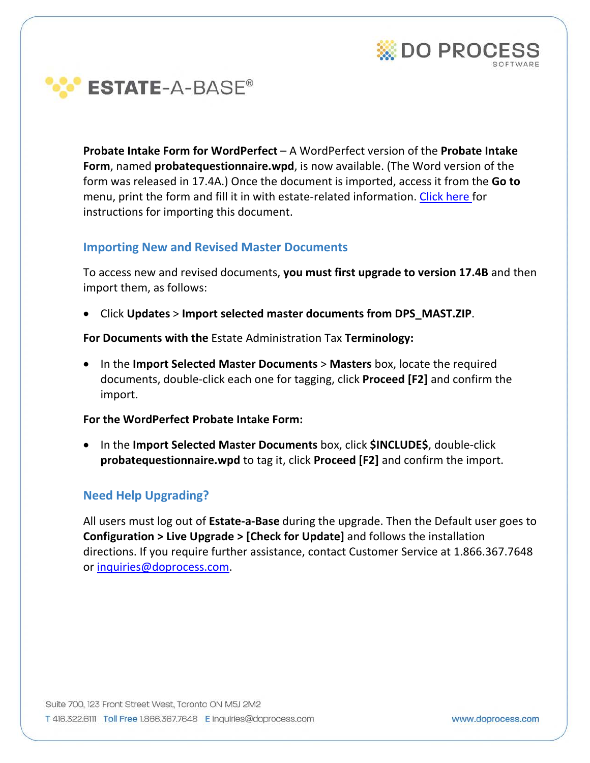**Probate Intake Form for WordPerfect** – A WordPerfect version of the **Probate Intake Form**, named **probatequestionnaire.wpd**, is now available. (The Word version of the form was released in 17.4A.) Once the document is imported, access it from the **Go to** menu, print the form and fill it in with estate-related information. Click here for instructions for importing this document.

## Importing New and Revised Master Documents

To access new and revised documents, **you must first upgrade to version 17.4B** and then import them, as follows:

- Click **Updates** > **Import selected master documents from DPS_MAST.ZIP**.

**For Documents with the** Estate Administration Tax **Terminology:**

- In the **Import Selected Master Documents** > **Masters** box, locate the required documents, double-click each one for tagging, click **Proceed [F2]** and confirm the import.

**For the WordPerfect Probate Intake Form:**

- In the **Import Selected Master Documents** box, click **$INCLUDE$**, double-click **probatequestionnaire.wpd** to tag it, click **Proceed [F2]** and confirm the import.

## Need Help Upgrading?

All users must log out of **Estate-a-Base** during the upgrade. Then the Default user goes to **Configuration > Live Upgrade > [Check for Update]** and follows the installation directions. If you require further assistance, contact Customer Service at 1.866.367.7648 or inquiries@doprocess.com.